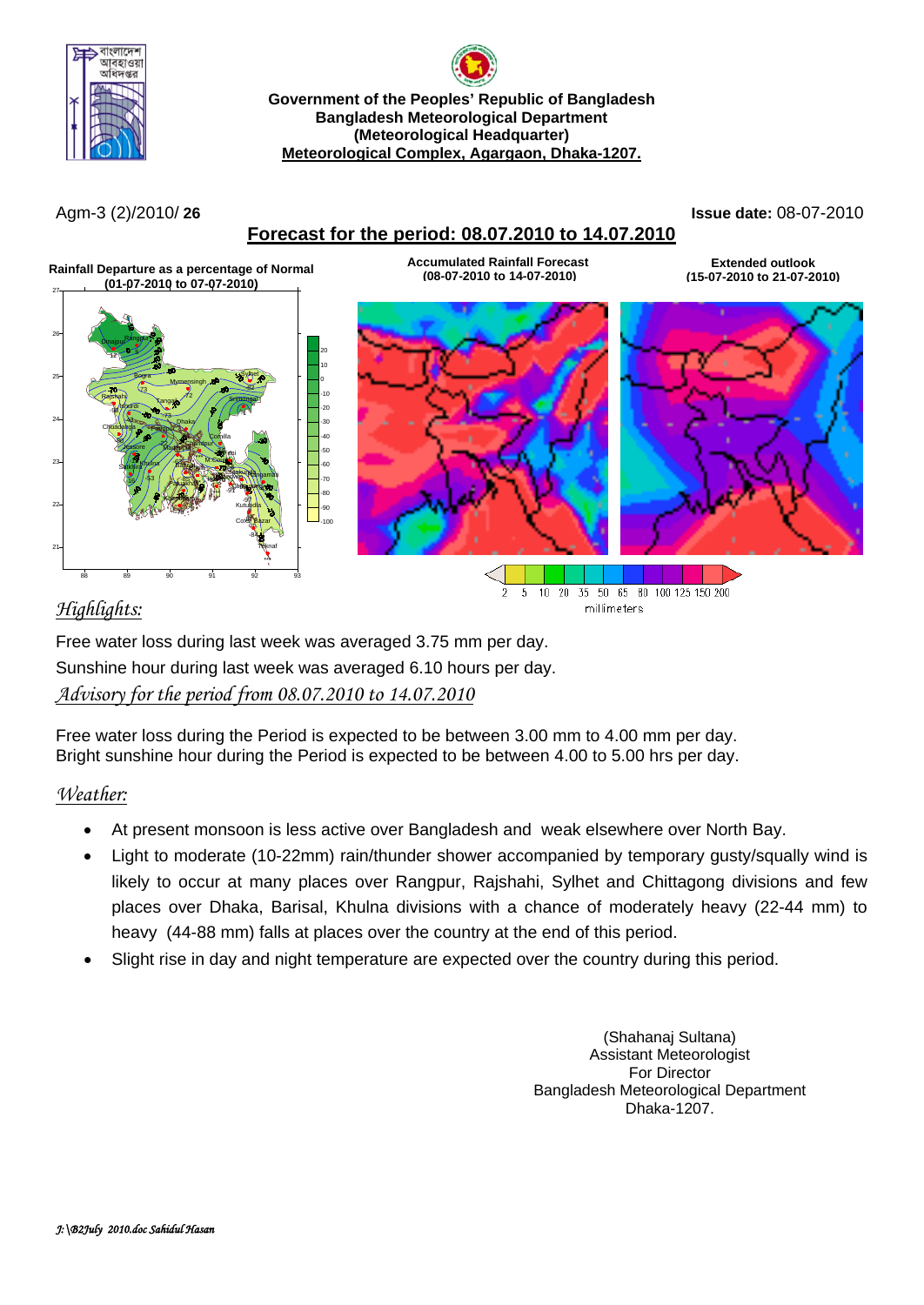Government of the Peoples' Republic of Bangladesh
Bangladesh Meteorological Department
(Meteorological Headquarter)
Meteorological Complex, Agargaon, Dhaka-1207.

Agm-3 (2)/2010/ **26**

**Issue date:** 08-07-2010

## Forecast for the period: 08.07.2010 to 14.07.2010

**Rainfall Departure as a percentage of Normal (01-07-2010 to 07-07-2010)**

**Accumulated Rainfall Forecast (08-07-2010 to 14-07-2010)**

**Extended outlook (15-07-2010 to 21-07-2010)**

2 5 10 20 35 50 65 80 100 125 150 200
millimeters

### *Highlights:*

Free water loss during last week was averaged 3.75 mm per day.
Sunshine hour during last week was averaged 6.10 hours per day.

### *Advisory for the period from 08.07.2010 to 14.07.2010*

Free water loss during the Period is expected to be between 3.00 mm to 4.00 mm per day.
Bright sunshine hour during the Period is expected to be between 4.00 to 5.00 hrs per day.

### *Weather:*

- At present monsoon is less active over Bangladesh and weak elsewhere over North Bay.
- Light to moderate (10-22mm) rain/thunder shower accompanied by temporary gusty/squally wind is likely to occur at many places over Rangpur, Rajshahi, Sylhet and Chittagong divisions and few places over Dhaka, Barisal, Khulna divisions with a chance of moderately heavy (22-44 mm) to heavy (44-88 mm) falls at places over the country at the end of this period.
- Slight rise in day and night temperature are expected over the country during this period.

(Shahanaj Sultana)
Assistant Meteorologist
For Director
Bangladesh Meteorological Department
Dhaka-1207.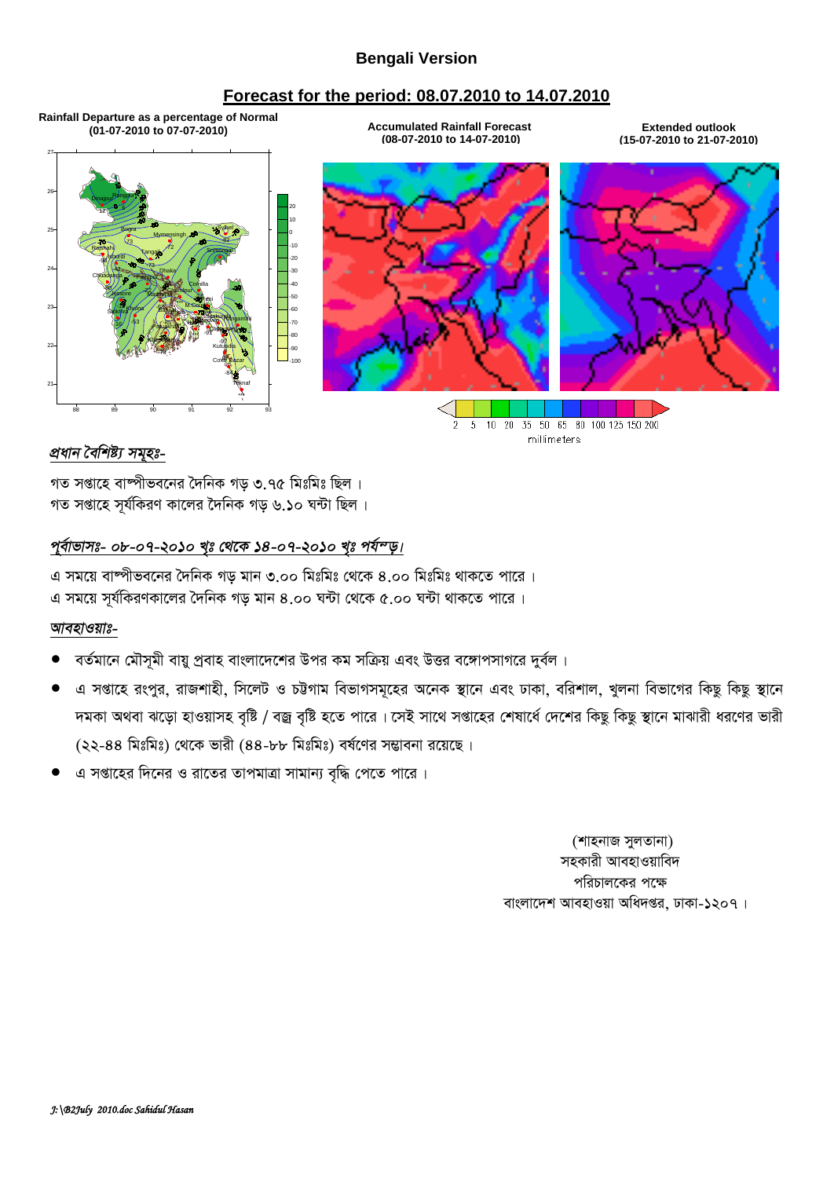## Bengali Version

## Forecast for the period: 08.07.2010 to 14.07.2010

**Rainfall Departure as a percentage of Normal (01-07-2010 to 07-07-2010)**

**Accumulated Rainfall Forecast (08-07-2010 to 14-07-2010)**

**Extended outlook (15-07-2010 to 21-07-2010)**

2 5 10 20 35 50 65 80 100 125 150 200
millimeters

*প্রধান বৈশিষ্ট্য সমূহঃ-*

গত সপ্তাহে বাষ্পীভবনের দৈনিক গড় ৩.৭৫ মিঃমিঃ ছিল ।
গত সপ্তাহে সূর্যকিরণ কালের দৈনিক গড় ৬.১০ ঘন্টা ছিল ।

*পূর্বাভাসঃ- ০৮-০৭-২০১০ খৃঃ থেকে ১৪-০৭-২০১০ খৃঃ পর্যন্ত।*

এ সময়ে বাষ্পীভবনের দৈনিক গড় মান ৩.০০ মিঃমিঃ থেকে ৪.০০ মিঃমিঃ থাকতে পারে ।
এ সময়ে সূর্যকিরণকালের দৈনিক গড় মান ৪.০০ ঘন্টা থেকে ৫.০০ ঘন্টা থাকতে পারে ।

*আবহাওয়াঃ-*

- বর্তমানে মৌসূমী বায়ু প্রবাহ বাংলাদেশের উপর কম সক্রিয় এবং উত্তর বঙ্গোপসাগরে দুর্বল ।
- এ সপ্তাহে রংপুর, রাজশাহী, সিলেট ও চট্টগাম বিভাগসমূহের অনেক স্থানে এবং ঢাকা, বরিশাল, খুলনা বিভাগের কিছু কিছু স্থানে দমকা অথবা ঝড়ো হাওয়াসহ বৃষ্টি / বজ্র বৃষ্টি হতে পারে । সেই সাথে সপ্তাহের শেষার্ধে দেশের কিছু কিছু স্থানে মাঝারী ধরণের ভারী (২২-৪৪ মিঃমিঃ) থেকে ভারী (৪৪-৮৮ মিঃমিঃ) বর্ষণের সম্ভাবনা রয়েছে ।
- এ সপ্তাহের দিনের ও রাতের তাপমাত্রা সামান্য বৃদ্ধি পেতে পারে ।

(শাহনাজ সুলতানা)
সহকারী আবহাওয়াবিদ
পরিচালকের পক্ষে
বাংলাদেশ আবহাওয়া অধিদপ্তর, ঢাকা-১২০৭ ।

*J:\B2July 2010.doc Sahidul Hasan*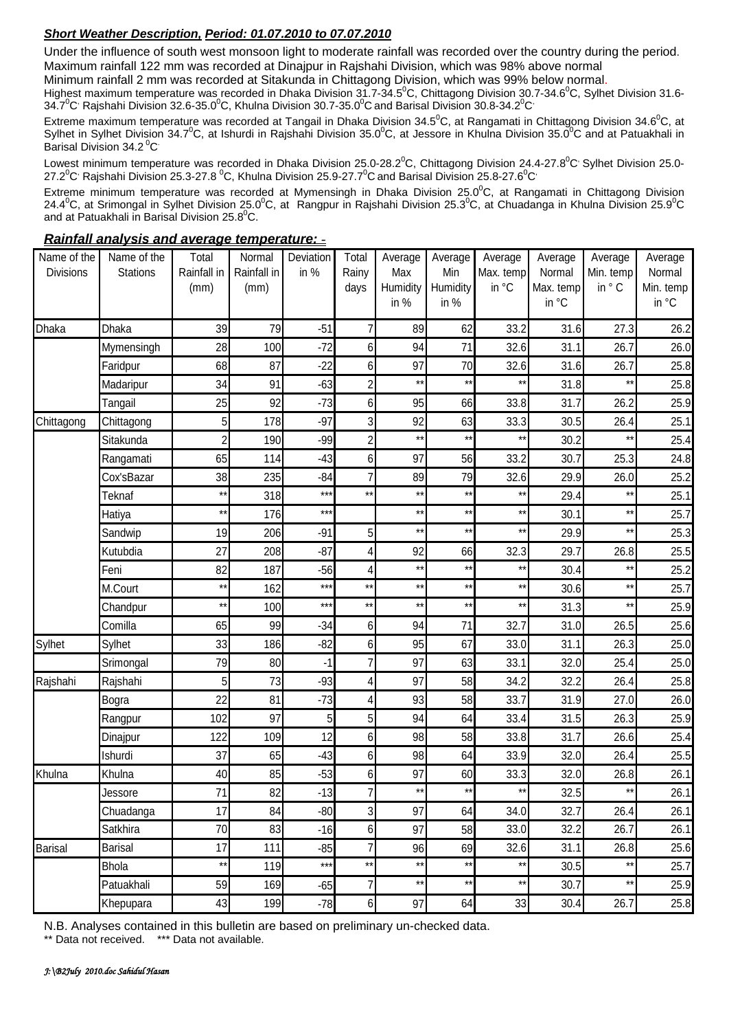***Short Weather Description, Period: 01.07.2010 to 07.07.2010***

Under the influence of south west monsoon light to moderate rainfall was recorded over the country during the period. Maximum rainfall 122 mm was recorded at Dinajpur in Rajshahi Division, which was 98% above normal
Minimum rainfall 2 mm was recorded at Sitakunda in Chittagong Division, which was 99% below normal.
Highest maximum temperature was recorded in Dhaka Division 31.7-34.5$^0$C, Chittagong Division 30.7-34.6$^0$C, Sylhet Division 31.6-34.7$^0$C, Rajshahi Division 32.6-35.0$^0$C, Khulna Division 30.7-35.0$^0$C and Barisal Division 30.8-34.2$^0$C.

Extreme maximum temperature was recorded at Tangail in Dhaka Division 34.5$^0$C, at Rangamati in Chittagong Division 34.6$^0$C, at Sylhet in Sylhet Division 34.7$^0$C, at Ishurdi in Rajshahi Division 35.0$^0$C, at Jessore in Khulna Division 35.0$^0$C and at Patuakhali in Barisal Division 34.2 $^0$C.

Lowest minimum temperature was recorded in Dhaka Division 25.0-28.2$^0$C, Chittagong Division 24.4-27.8$^0$C, Sylhet Division 25.0-27.2$^0$C, Rajshahi Division 25.3-27.8 $^0$C, Khulna Division 25.9-27.7$^0$C and Barisal Division 25.8-27.6$^0$C.

Extreme minimum temperature was recorded at Mymensingh in Dhaka Division 25.0$^0$C, at Rangamati in Chittagong Division 24.4$^0$C, at Srimongal in Sylhet Division 25.0$^0$C, at Rangpur in Rajshahi Division 25.3$^0$C, at Chuadanga in Khulna Division 25.9$^0$C and at Patuakhali in Barisal Division 25.8$^0$C.

***Rainfall analysis and average temperature: -***

| Name of the Divisions | Name of the Stations | Total Rainfall in (mm) | Normal Rainfall in (mm) | Deviation in % | Total Rainy days | Average Max Humidity in % | Average Min Humidity in % | Average Max. temp in °C | Average Normal Max. temp in °C | Average Min. temp in ° C | Average Normal Min. temp in °C |
|---|---|---|---|---|---|---|---|---|---|---|---|
| Dhaka | Dhaka | 39 | 79 | -51 | 7 | 89 | 62 | 33.2 | 31.6 | 27.3 | 26.2 |
| | Mymensingh | 28 | 100 | -72 | 6 | 94 | 71 | 32.6 | 31.1 | 26.7 | 26.0 |
| | Faridpur | 68 | 87 | -22 | 6 | 97 | 70 | 32.6 | 31.6 | 26.7 | 25.8 |
| | Madaripur | 34 | 91 | -63 | 2 | ** | ** | ** | 31.8 | ** | 25.8 |
| | Tangail | 25 | 92 | -73 | 6 | 95 | 66 | 33.8 | 31.7 | 26.2 | 25.9 |
| Chittagong | Chittagong | 5 | 178 | -97 | 3 | 92 | 63 | 33.3 | 30.5 | 26.4 | 25.1 |
| | Sitakunda | 2 | 190 | -99 | 2 | ** | ** | ** | 30.2 | ** | 25.4 |
| | Rangamati | 65 | 114 | -43 | 6 | 97 | 56 | 33.2 | 30.7 | 25.3 | 24.8 |
| | Cox'sBazar | 38 | 235 | -84 | 7 | 89 | 79 | 32.6 | 29.9 | 26.0 | 25.2 |
| | Teknaf | ** | 318 | *** | ** | ** | ** | ** | 29.4 | ** | 25.1 |
| | Hatiya | ** | 176 | *** | | ** | ** | ** | 30.1 | ** | 25.7 |
| | Sandwip | 19 | 206 | -91 | 5 | ** | ** | ** | 29.9 | ** | 25.3 |
| | Kutubdia | 27 | 208 | -87 | 4 | 92 | 66 | 32.3 | 29.7 | 26.8 | 25.5 |
| | Feni | 82 | 187 | -56 | 4 | ** | ** | ** | 30.4 | ** | 25.2 |
| | M.Court | ** | 162 | *** | ** | ** | ** | ** | 30.6 | ** | 25.7 |
| | Chandpur | ** | 100 | *** | ** | ** | ** | ** | 31.3 | ** | 25.9 |
| | Comilla | 65 | 99 | -34 | 6 | 94 | 71 | 32.7 | 31.0 | 26.5 | 25.6 |
| Sylhet | Sylhet | 33 | 186 | -82 | 6 | 95 | 67 | 33.0 | 31.1 | 26.3 | 25.0 |
| | Srimongal | 79 | 80 | -1 | 7 | 97 | 63 | 33.1 | 32.0 | 25.4 | 25.0 |
| Rajshahi | Rajshahi | 5 | 73 | -93 | 4 | 97 | 58 | 34.2 | 32.2 | 26.4 | 25.8 |
| | Bogra | 22 | 81 | -73 | 4 | 93 | 58 | 33.7 | 31.9 | 27.0 | 26.0 |
| | Rangpur | 102 | 97 | 5 | 5 | 94 | 64 | 33.4 | 31.5 | 26.3 | 25.9 |
| | Dinajpur | 122 | 109 | 12 | 6 | 98 | 58 | 33.8 | 31.7 | 26.6 | 25.4 |
| | Ishurdi | 37 | 65 | -43 | 6 | 98 | 64 | 33.9 | 32.0 | 26.4 | 25.5 |
| Khulna | Khulna | 40 | 85 | -53 | 6 | 97 | 60 | 33.3 | 32.0 | 26.8 | 26.1 |
| | Jessore | 71 | 82 | -13 | 7 | ** | ** | ** | 32.5 | ** | 26.1 |
| | Chuadanga | 17 | 84 | -80 | 3 | 97 | 64 | 34.0 | 32.7 | 26.4 | 26.1 |
| | Satkhira | 70 | 83 | -16 | 6 | 97 | 58 | 33.0 | 32.2 | 26.7 | 26.1 |
| Barisal | Barisal | 17 | 111 | -85 | 7 | 96 | 69 | 32.6 | 31.1 | 26.8 | 25.6 |
| | Bhola | ** | 119 | *** | ** | ** | ** | ** | 30.5 | ** | 25.7 |
| | Patuakhali | 59 | 169 | -65 | 7 | ** | ** | ** | 30.7 | ** | 25.9 |
| | Khepupara | 43 | 199 | -78 | 6 | 97 | 64 | 33 | 30.4 | 26.7 | 25.8 |

N.B. Analyses contained in this bulletin are based on preliminary un-checked data.
** Data not received. *** Data not available.

*J:\B2July 2010.doc Sahidul Hasan*